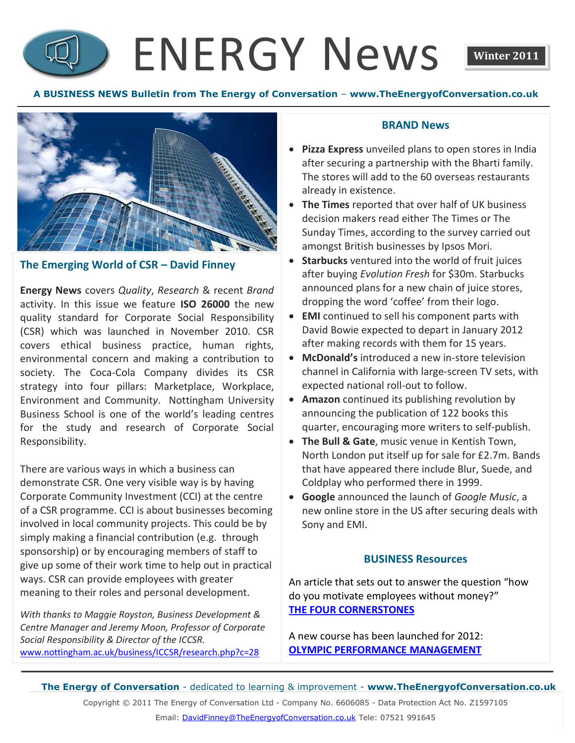# ENERGY News

**Winter 2011**

**A BUSINESS NEWS Bulletin from The Energy of Conversation – www.TheEnergyofConversation.co.uk**

## The Emerging World of CSR – David Finney

**Energy News** covers *Quality*, *Research* & recent *Brand* activity. In this issue we feature **ISO 26000** the new quality standard for Corporate Social Responsibility (CSR) which was launched in November 2010. CSR covers ethical business practice, human rights, environmental concern and making a contribution to society. The Coca-Cola Company divides its CSR strategy into four pillars: Marketplace, Workplace, Environment and Community. Nottingham University Business School is one of the world's leading centres for the study and research of Corporate Social Responsibility.

There are various ways in which a business can demonstrate CSR. One very visible way is by having Corporate Community Investment (CCI) at the centre of a CSR programme. CCI is about businesses becoming involved in local community projects. This could be by simply making a financial contribution (e.g. through sponsorship) or by encouraging members of staff to give up some of their work time to help out in practical ways. CSR can provide employees with greater meaning to their roles and personal development.

*With thanks to Maggie Royston, Business Development & Centre Manager and Jeremy Moon, Professor of Corporate Social Responsibility & Director of the ICCSR.*
www.nottingham.ac.uk/business/ICCSR/research.php?c=28

## BRAND News

- **Pizza Express** unveiled plans to open stores in India after securing a partnership with the Bharti family. The stores will add to the 60 overseas restaurants already in existence.
- **The Times** reported that over half of UK business decision makers read either The Times or The Sunday Times, according to the survey carried out amongst British businesses by Ipsos Mori.
- **Starbucks** ventured into the world of fruit juices after buying *Evolution Fresh* for $30m. Starbucks announced plans for a new chain of juice stores, dropping the word 'coffee' from their logo.
- **EMI** continued to sell his component parts with David Bowie expected to depart in January 2012 after making records with them for 15 years.
- **McDonald's** introduced a new in-store television channel in California with large-screen TV sets, with expected national roll-out to follow.
- **Amazon** continued its publishing revolution by announcing the publication of 122 books this quarter, encouraging more writers to self-publish.
- **The Bull & Gate**, music venue in Kentish Town, North London put itself up for sale for £2.7m. Bands that have appeared there include Blur, Suede, and Coldplay who performed there in 1999.
- **Google** announced the launch of *Google Music*, a new online store in the US after securing deals with Sony and EMI.

## BUSINESS Resources

An article that sets out to answer the question "how do you motivate employees without money?"
**THE FOUR CORNERSTONES**

A new course has been launched for 2012:
**OLYMPIC PERFORMANCE MANAGEMENT**

**The Energy of Conversation** - dedicated to learning & improvement - **www.TheEnergyofConversation.co.uk**

Copyright © 2011 The Energy of Conversation Ltd - Company No. 6606085 - Data Protection Act No. Z1597105

Email: DavidFinney@TheEnergyofConversation.co.uk Tele: 07521 991645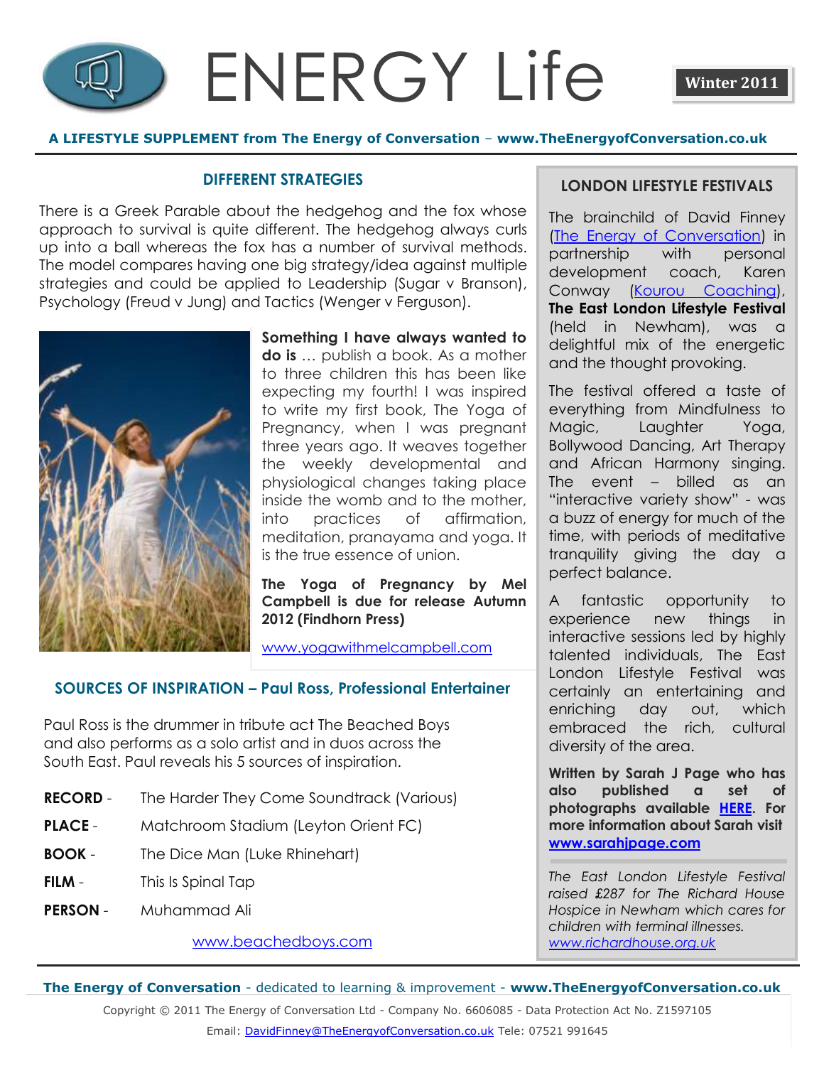# ENERGY Life

**Winter 2011**

**A LIFESTYLE SUPPLEMENT from The Energy of Conversation – www.TheEnergyofConversation.co.uk**

## DIFFERENT STRATEGIES

There is a Greek Parable about the hedgehog and the fox whose approach to survival is quite different. The hedgehog always curls up into a ball whereas the fox has a number of survival methods. The model compares having one big strategy/idea against multiple strategies and could be applied to Leadership (Sugar v Branson), Psychology (Freud v Jung) and Tactics (Wenger v Ferguson).

**Something I have always wanted to do is** … publish a book. As a mother to three children this has been like expecting my fourth! I was inspired to write my first book, The Yoga of Pregnancy, when I was pregnant three years ago. It weaves together the weekly developmental and physiological changes taking place inside the womb and to the mother, into practices of affirmation, meditation, pranayama and yoga. It is the true essence of union.

**The Yoga of Pregnancy by Mel Campbell is due for release Autumn 2012 (Findhorn Press)**

www.yogawithmelcampbell.com

## SOURCES OF INSPIRATION – Paul Ross, Professional Entertainer

Paul Ross is the drummer in tribute act The Beached Boys and also performs as a solo artist and in duos across the South East. Paul reveals his 5 sources of inspiration.

- **RECORD** - The Harder They Come Soundtrack (Various)
- **PLACE** - Matchroom Stadium (Leyton Orient FC)
- **BOOK** - The Dice Man (Luke Rhinehart)
- **FILM** - This Is Spinal Tap
- **PERSON** - Muhammad Ali

www.beachedboys.com

## LONDON LIFESTYLE FESTIVALS

The brainchild of David Finney (The Energy of Conversation) in partnership with personal development coach, Karen Conway (Kourou Coaching), **The East London Lifestyle Festival** (held in Newham), was a delightful mix of the energetic and the thought provoking.

The festival offered a taste of everything from Mindfulness to Magic, Laughter Yoga, Bollywood Dancing, Art Therapy and African Harmony singing. The event – billed as an "interactive variety show" - was a buzz of energy for much of the time, with periods of meditative tranquility giving the day a perfect balance.

A fantastic opportunity to experience new things in interactive sessions led by highly talented individuals, The East London Lifestyle Festival was certainly an entertaining and enriching day out, which embraced the rich, cultural diversity of the area.

**Written by Sarah J Page who has also published a set of photographs available HERE. For more information about Sarah visit www.sarahjpage.com**

*The East London Lifestyle Festival raised £287 for The Richard House Hospice in Newham which cares for children with terminal illnesses.* *www.richardhouse.org.uk*

**The Energy of Conversation** - dedicated to learning & improvement - **www.TheEnergyofConversation.co.uk**

Copyright © 2011 The Energy of Conversation Ltd - Company No. 6606085 - Data Protection Act No. Z1597105

Email: DavidFinney@TheEnergyofConversation.co.uk Tele: 07521 991645